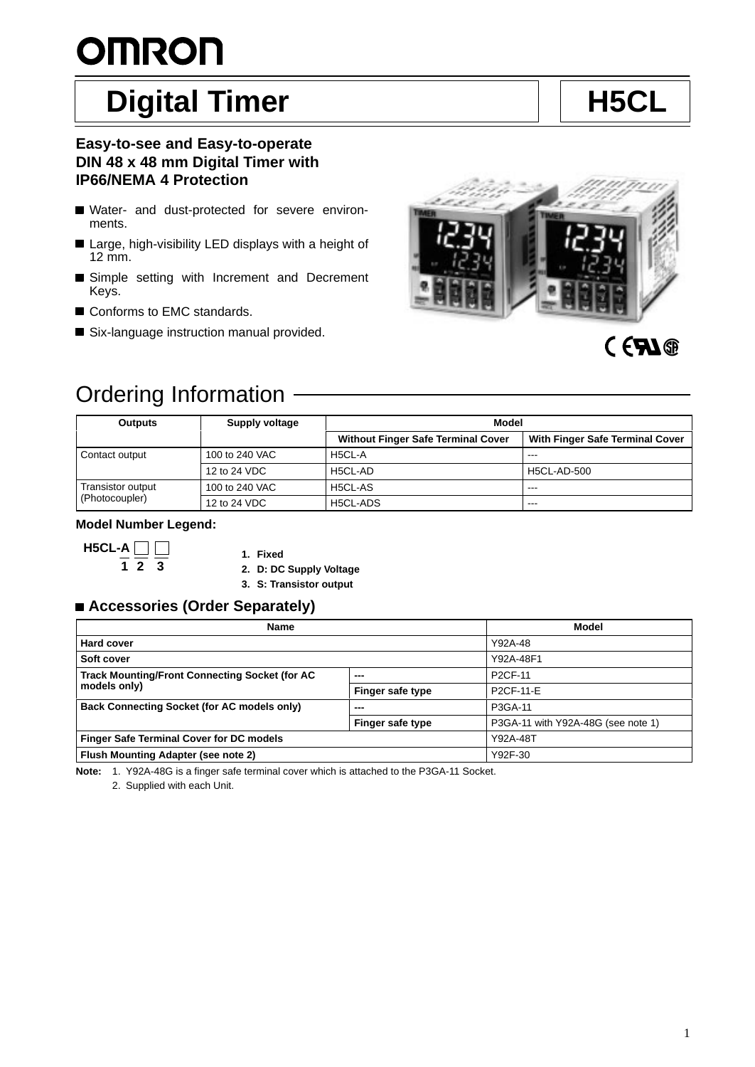# OMRON

# Digital Timer H5CL

**Easy-to-see and Easy-to-operate DIN 48 x 48 mm Digital Timer with IP66/NEMA 4 Protection**

- Water- and dust-protected for severe environments.
- Large, high-visibility LED displays with a height of 12 mm.
- Simple setting with Increment and Decrement Keys.
- Conforms to EMC standards.
- Six-language instruction manual provided.

## Ordering Information

| Outputs | Supply voltage | Model | |
|---|---|---|---|
| | | Without Finger Safe Terminal Cover | With Finger Safe Terminal Cover |
| Contact output | 100 to 240 VAC | H5CL-A | --- |
| | 12 to 24 VDC | H5CL-AD | H5CL-AD-500 |
| Transistor output (Photocoupler) | 100 to 240 VAC | H5CL-AS | --- |
| | 12 to 24 VDC | H5CL-ADS | --- |

**Model Number Legend:**

H5CL-A ☐ ☐
1 2 3

1. **Fixed**
2. **D: DC Supply Voltage**
3. **S: Transistor output**

### Accessories (Order Separately)

| Name | | Model |
|---|---|---|
| **Hard cover** | | Y92A-48 |
| **Soft cover** | | Y92A-48F1 |
| **Track Mounting/Front Connecting Socket (for AC models only)** | --- | P2CF-11 |
| | **Finger safe type** | P2CF-11-E |
| **Back Connecting Socket (for AC models only)** | --- | P3GA-11 |
| | **Finger safe type** | P3GA-11 with Y92A-48G (see note 1) |
| **Finger Safe Terminal Cover for DC models** | | Y92A-48T |
| **Flush Mounting Adapter (see note 2)** | | Y92F-30 |

**Note:** 1. Y92A-48G is a finger safe terminal cover which is attached to the P3GA-11 Socket.
2. Supplied with each Unit.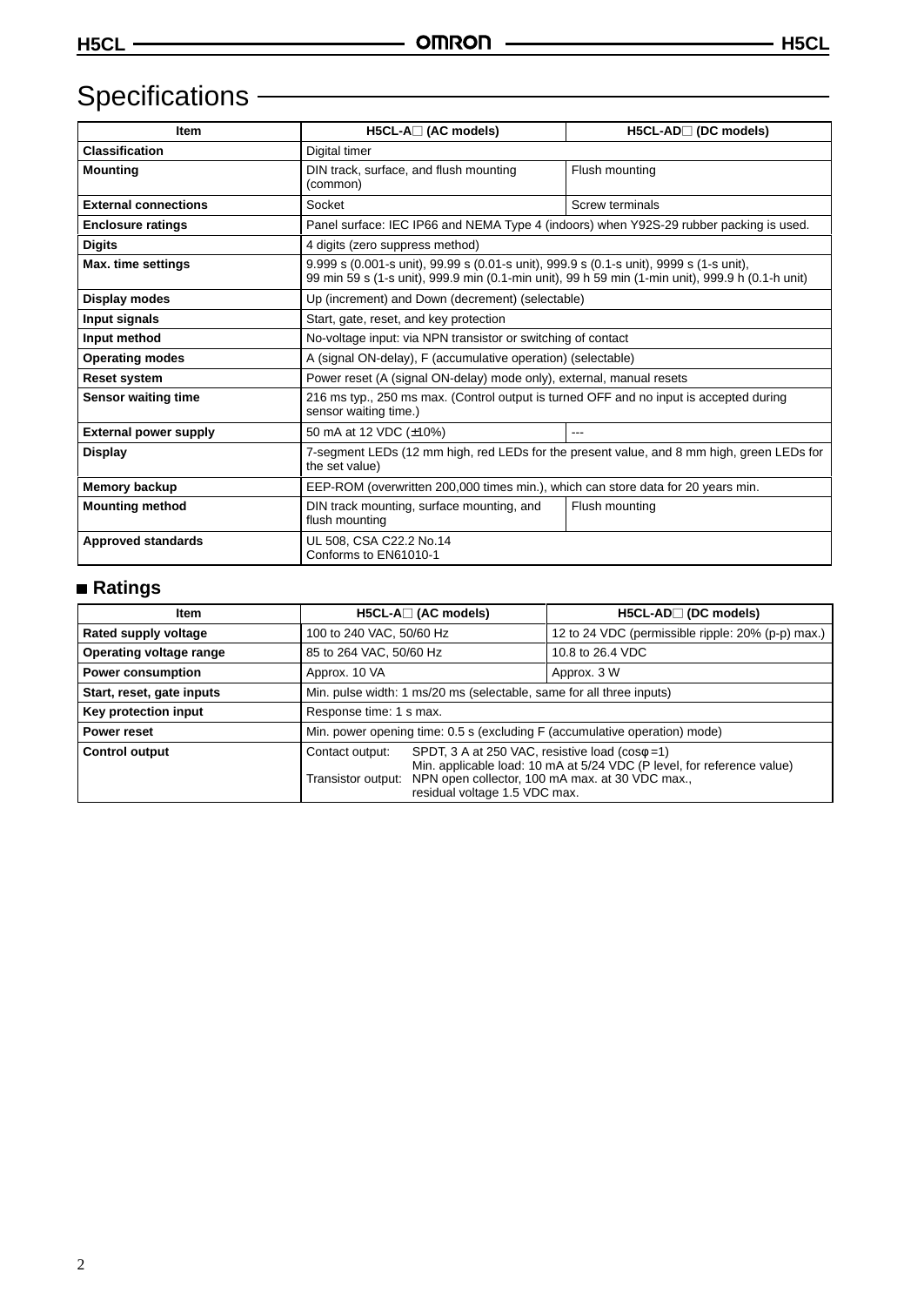# Specifications

| Item | H5CL-A□ (AC models) | H5CL-AD□ (DC models) |
|---|---|---|
| **Classification** | Digital timer | |
| **Mounting** | DIN track, surface, and flush mounting (common) | Flush mounting |
| **External connections** | Socket | Screw terminals |
| **Enclosure ratings** | Panel surface: IEC IP66 and NEMA Type 4 (indoors) when Y92S-29 rubber packing is used. | |
| **Digits** | 4 digits (zero suppress method) | |
| **Max. time settings** | 9.999 s (0.001-s unit), 99.99 s (0.01-s unit), 999.9 s (0.1-s unit), 9999 s (1-s unit), 99 min 59 s (1-s unit), 999.9 min (0.1-min unit), 99 h 59 min (1-min unit), 999.9 h (0.1-h unit) | |
| **Display modes** | Up (increment) and Down (decrement) (selectable) | |
| **Input signals** | Start, gate, reset, and key protection | |
| **Input method** | No-voltage input: via NPN transistor or switching of contact | |
| **Operating modes** | A (signal ON-delay), F (accumulative operation) (selectable) | |
| **Reset system** | Power reset (A (signal ON-delay) mode only), external, manual resets | |
| **Sensor waiting time** | 216 ms typ., 250 ms max. (Control output is turned OFF and no input is accepted during sensor waiting time.) | |
| **External power supply** | 50 mA at 12 VDC (±10%) | --- |
| **Display** | 7-segment LEDs (12 mm high, red LEDs for the present value, and 8 mm high, green LEDs for the set value) | |
| **Memory backup** | EEP-ROM (overwritten 200,000 times min.), which can store data for 20 years min. | |
| **Mounting method** | DIN track mounting, surface mounting, and flush mounting | Flush mounting |
| **Approved standards** | UL 508, CSA C22.2 No.14<br>Conforms to EN61010-1 | |

## ■ Ratings

| Item | H5CL-A□ (AC models) | H5CL-AD□ (DC models) |
|---|---|---|
| **Rated supply voltage** | 100 to 240 VAC, 50/60 Hz | 12 to 24 VDC (permissible ripple: 20% (p-p) max.) |
| **Operating voltage range** | 85 to 264 VAC, 50/60 Hz | 10.8 to 26.4 VDC |
| **Power consumption** | Approx. 10 VA | Approx. 3 W |
| **Start, reset, gate inputs** | Min. pulse width: 1 ms/20 ms (selectable, same for all three inputs) | |
| **Key protection input** | Response time: 1 s max. | |
| **Power reset** | Min. power opening time: 0.5 s (excluding F (accumulative operation) mode) | |
| **Control output** | Contact output: SPDT, 3 A at 250 VAC, resistive load (cosφ=1)<br>Min. applicable load: 10 mA at 5/24 VDC (P level, for reference value)<br>Transistor output: NPN open collector, 100 mA max. at 30 VDC max., residual voltage 1.5 VDC max. | |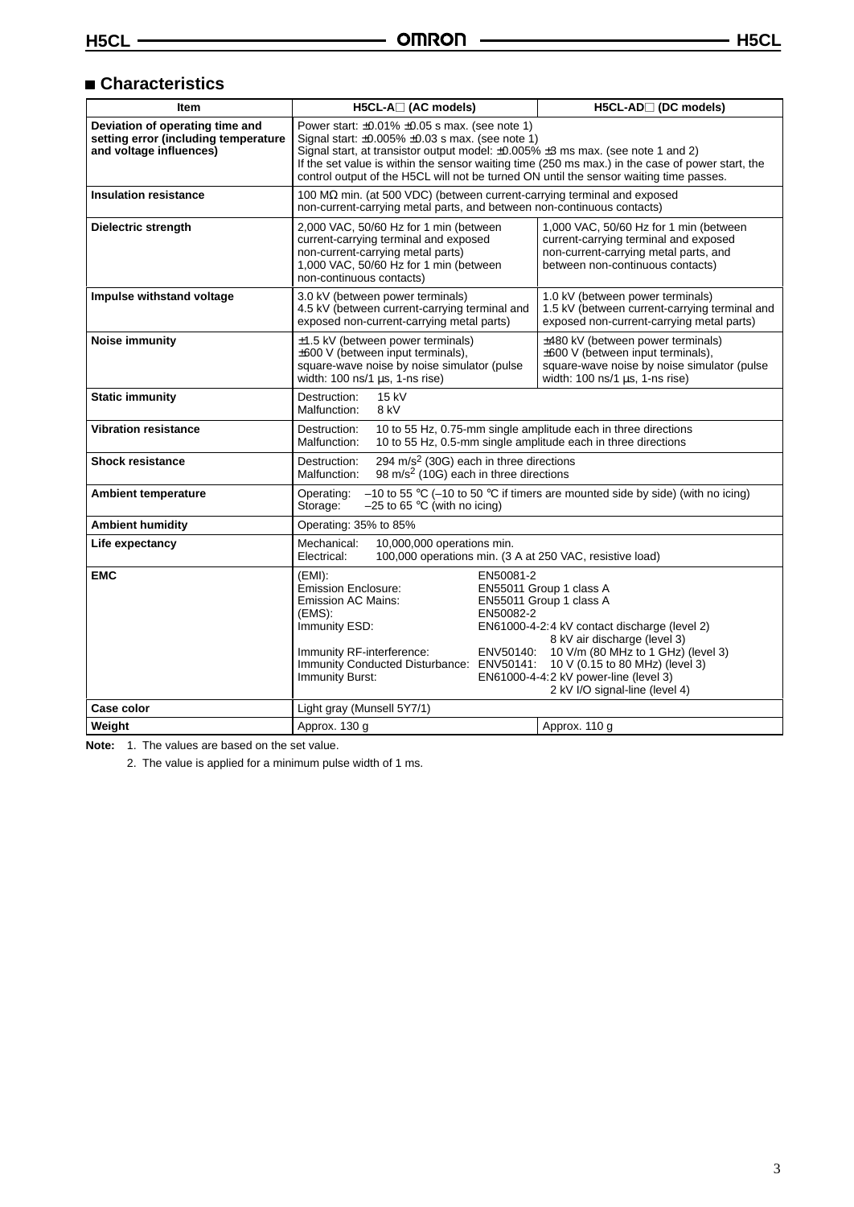## Characteristics

| Item | H5CL-A□ (AC models) | H5CL-AD□ (DC models) |
|---|---|---|
| Deviation of operating time and setting error (including temperature and voltage influences) | Power start: ±0.01% ±0.05 s max. (see note 1)<br>Signal start: ±0.005% ±0.03 s max. (see note 1)<br>Signal start, at transistor output model: ±0.005% ±3 ms max. (see note 1 and 2)<br>If the set value is within the sensor waiting time (250 ms max.) in the case of power start, the control output of the H5CL will not be turned ON until the sensor waiting time passes. | |
| Insulation resistance | 100 MΩ min. (at 500 VDC) (between current-carrying terminal and exposed non-current-carrying metal parts, and between non-continuous contacts) | |
| Dielectric strength | 2,000 VAC, 50/60 Hz for 1 min (between current-carrying terminal and exposed non-current-carrying metal parts)<br>1,000 VAC, 50/60 Hz for 1 min (between non-continuous contacts) | 1,000 VAC, 50/60 Hz for 1 min (between current-carrying terminal and exposed non-current-carrying metal parts, and between non-continuous contacts) |
| Impulse withstand voltage | 3.0 kV (between power terminals)<br>4.5 kV (between current-carrying terminal and exposed non-current-carrying metal parts) | 1.0 kV (between power terminals)<br>1.5 kV (between current-carrying terminal and exposed non-current-carrying metal parts) |
| Noise immunity | ±1.5 kV (between power terminals)<br>±600 V (between input terminals),<br>square-wave noise by noise simulator (pulse width: 100 ns/1 µs, 1-ns rise) | ±480 kV (between power terminals)<br>±600 V (between input terminals),<br>square-wave noise by noise simulator (pulse width: 100 ns/1 µs, 1-ns rise) |
| Static immunity | Destruction: 15 kV<br>Malfunction: 8 kV | |
| Vibration resistance | Destruction: 10 to 55 Hz, 0.75-mm single amplitude each in three directions<br>Malfunction: 10 to 55 Hz, 0.5-mm single amplitude each in three directions | |
| Shock resistance | Destruction: 294 $m/s^2$ (30G) each in three directions<br>Malfunction: 98 $m/s^2$ (10G) each in three directions | |
| Ambient temperature | Operating: –10 to 55 °C (–10 to 50 °C if timers are mounted side by side) (with no icing)<br>Storage: –25 to 65 °C (with no icing) | |
| Ambient humidity | Operating: 35% to 85% | |
| Life expectancy | Mechanical: 10,000,000 operations min.<br>Electrical: 100,000 operations min. (3 A at 250 VAC, resistive load) | |
| EMC | (EMI): EN50081-2<br>Emission Enclosure: EN55011 Group 1 class A<br>Emission AC Mains: EN55011 Group 1 class A<br>(EMS): EN50082-2<br>Immunity ESD: EN61000-4-2: 4 kV contact discharge (level 2), 8 kV air discharge (level 3)<br>Immunity RF-interference: ENV50140: 10 V/m (80 MHz to 1 GHz) (level 3)<br>Immunity Conducted Disturbance: ENV50141: 10 V (0.15 to 80 MHz) (level 3)<br>Immunity Burst: EN61000-4-4: 2 kV power-line (level 3), 2 kV I/O signal-line (level 4) | |
| Case color | Light gray (Munsell 5Y7/1) | |
| Weight | Approx. 130 g | Approx. 110 g |

**Note:** 1. The values are based on the set value.

2. The value is applied for a minimum pulse width of 1 ms.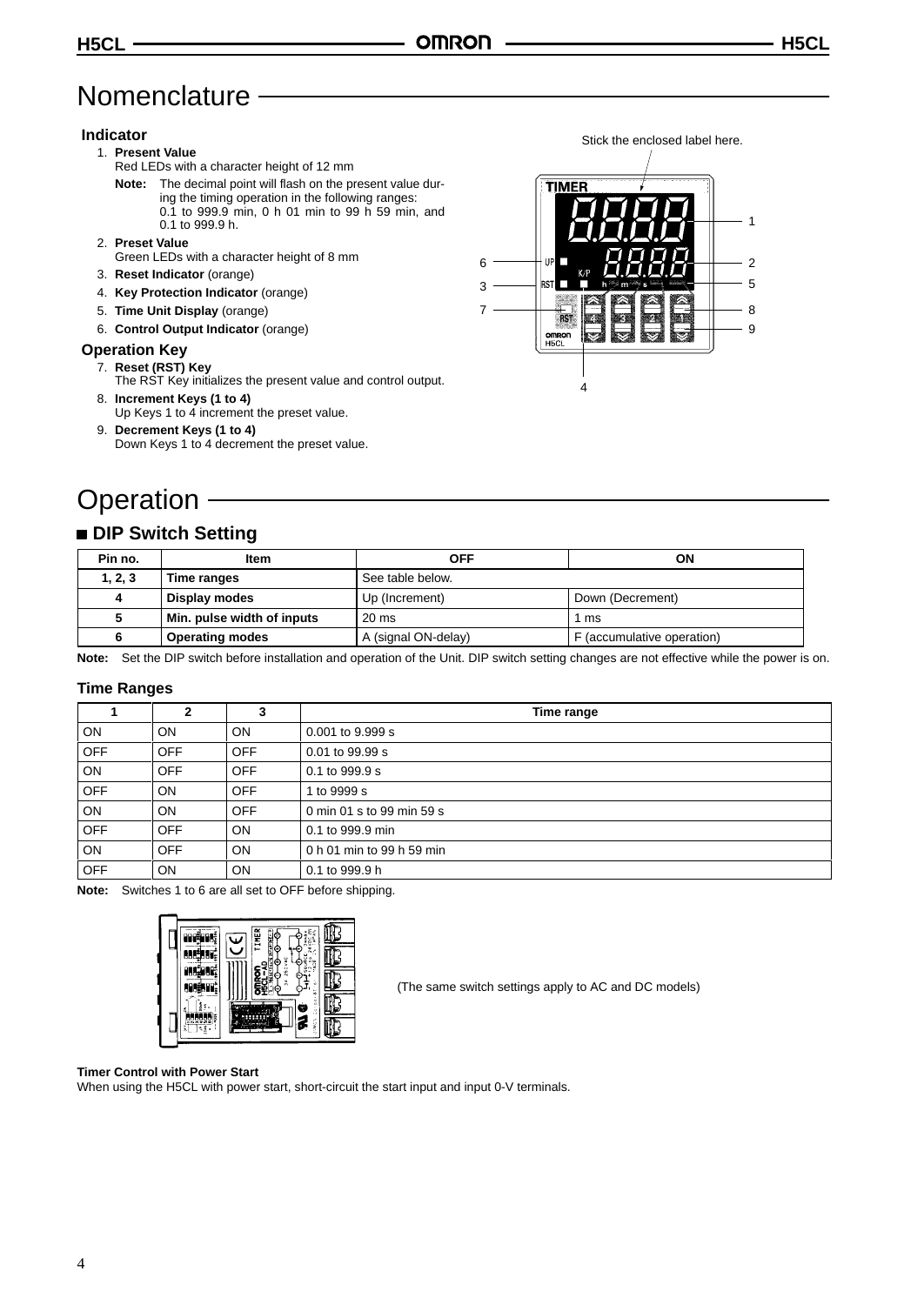# Nomenclature

## Indicator

1. **Present Value**
   Red LEDs with a character height of 12 mm
   **Note:** The decimal point will flash on the present value during the timing operation in the following ranges: 0.1 to 999.9 min, 0 h 01 min to 99 h 59 min, and 0.1 to 999.9 h.
2. **Preset Value**
   Green LEDs with a character height of 8 mm
3. **Reset Indicator** (orange)
4. **Key Protection Indicator** (orange)
5. **Time Unit Display** (orange)
6. **Control Output Indicator** (orange)

## Operation Key

7. **Reset (RST) Key**
   The RST Key initializes the present value and control output.
8. **Increment Keys (1 to 4)**
   Up Keys 1 to 4 increment the preset value.
9. **Decrement Keys (1 to 4)**
   Down Keys 1 to 4 decrement the preset value.

Stick the enclosed label here.

# Operation

## DIP Switch Setting

| Pin no. | Item | OFF | ON |
|---|---|---|---|
| 1, 2, 3 | Time ranges | See table below. | |
| 4 | Display modes | Up (Increment) | Down (Decrement) |
| 5 | Min. pulse width of inputs | 20 ms | 1 ms |
| 6 | Operating modes | A (signal ON-delay) | F (accumulative operation) |

**Note:** Set the DIP switch before installation and operation of the Unit. DIP switch setting changes are not effective while the power is on.

### Time Ranges

| 1 | 2 | 3 | Time range |
|---|---|---|---|
| ON | ON | ON | 0.001 to 9.999 s |
| OFF | OFF | OFF | 0.01 to 99.99 s |
| ON | OFF | OFF | 0.1 to 999.9 s |
| OFF | ON | OFF | 1 to 9999 s |
| ON | ON | OFF | 0 min 01 s to 99 min 59 s |
| OFF | OFF | ON | 0.1 to 999.9 min |
| ON | OFF | ON | 0 h 01 min to 99 h 59 min |
| OFF | ON | ON | 0.1 to 999.9 h |

**Note:** Switches 1 to 6 are all set to OFF before shipping.

(The same switch settings apply to AC and DC models)

**Timer Control with Power Start**

When using the H5CL with power start, short-circuit the start input and input 0-V terminals.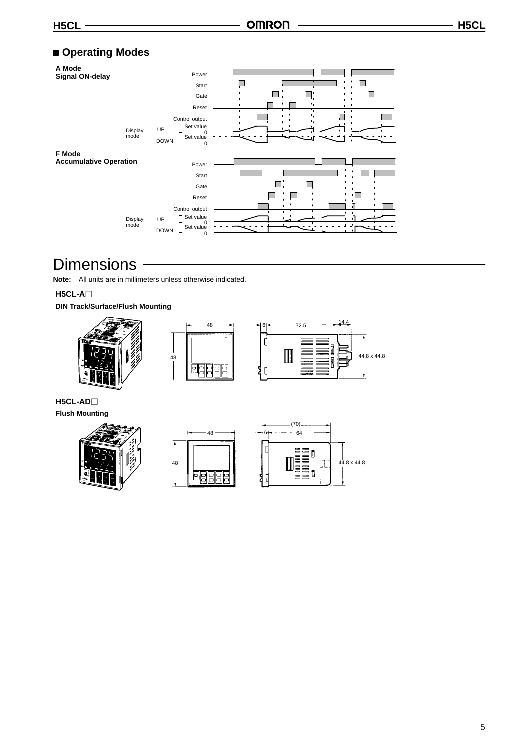## ■ Operating Modes

**A Mode**
**Signal ON-delay**

Power
Start
Gate
Reset
Control output
Display mode UP [ Set value 0
DOWN [ Set value 0

**F Mode**
**Accumulative Operation**

Power
Start
Gate
Reset
Control output
Display mode UP [ Set value 0
DOWN [ Set value 0

# Dimensions

**Note:** All units are in millimeters unless otherwise indicated.

**H5CL-A□**

**DIN Track/Surface/Flush Mounting**

48
48
6
72.5
14.4
44.8 x 44.8

**H5CL-AD□**

**Flush Mounting**

48
48
(70)
6
64
44.8 x 44.8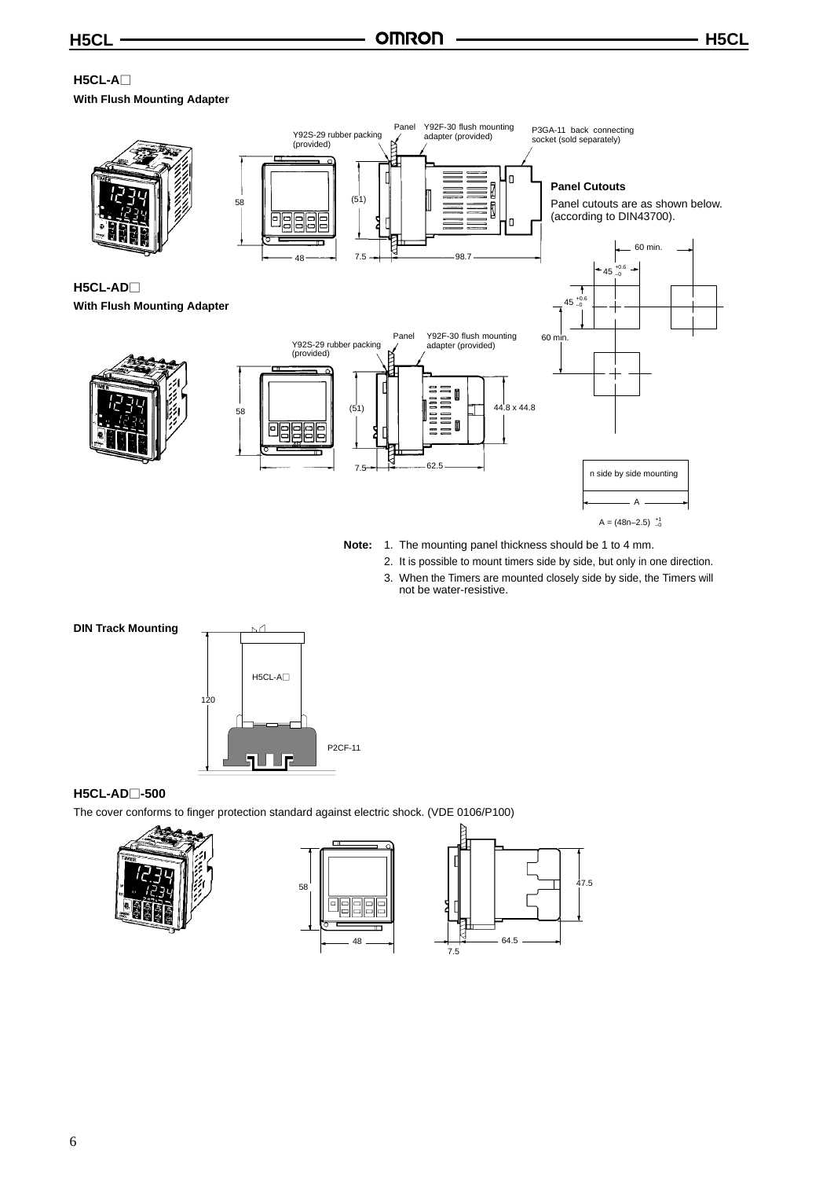### H5CL-A□

**With Flush Mounting Adapter**

Y92S-29 rubber packing (provided)

Panel

Y92F-30 flush mounting adapter (provided)

P3GA-11 back connecting socket (sold separately)

58

(51)

48

7.5

98.7

**Panel Cutouts**

Panel cutouts are as shown below. (according to DIN43700).

60 min.

$45^{+0.6}_{-0}$

$45^{+0.6}_{-0}$

60 min.

### H5CL-AD□

**With Flush Mounting Adapter**

Y92S-29 rubber packing (provided)

Panel

Y92F-30 flush mounting adapter (provided)

58

(51)

44.8 x 44.8

7.5

62.5

| n side by side mounting |
|---|
| A |

$A = (48n–2.5)^{+1}_{-0}$

**Note:**
1. The mounting panel thickness should be 1 to 4 mm.
2. It is possible to mount timers side by side, but only in one direction.
3. When the Timers are mounted closely side by side, the Timers will not be water-resistive.

**DIN Track Mounting**

H5CL-A□

120

P2CF-11

### H5CL-AD□-500

The cover conforms to finger protection standard against electric shock. (VDE 0106/P100)

58

48

47.5

7.5

64.5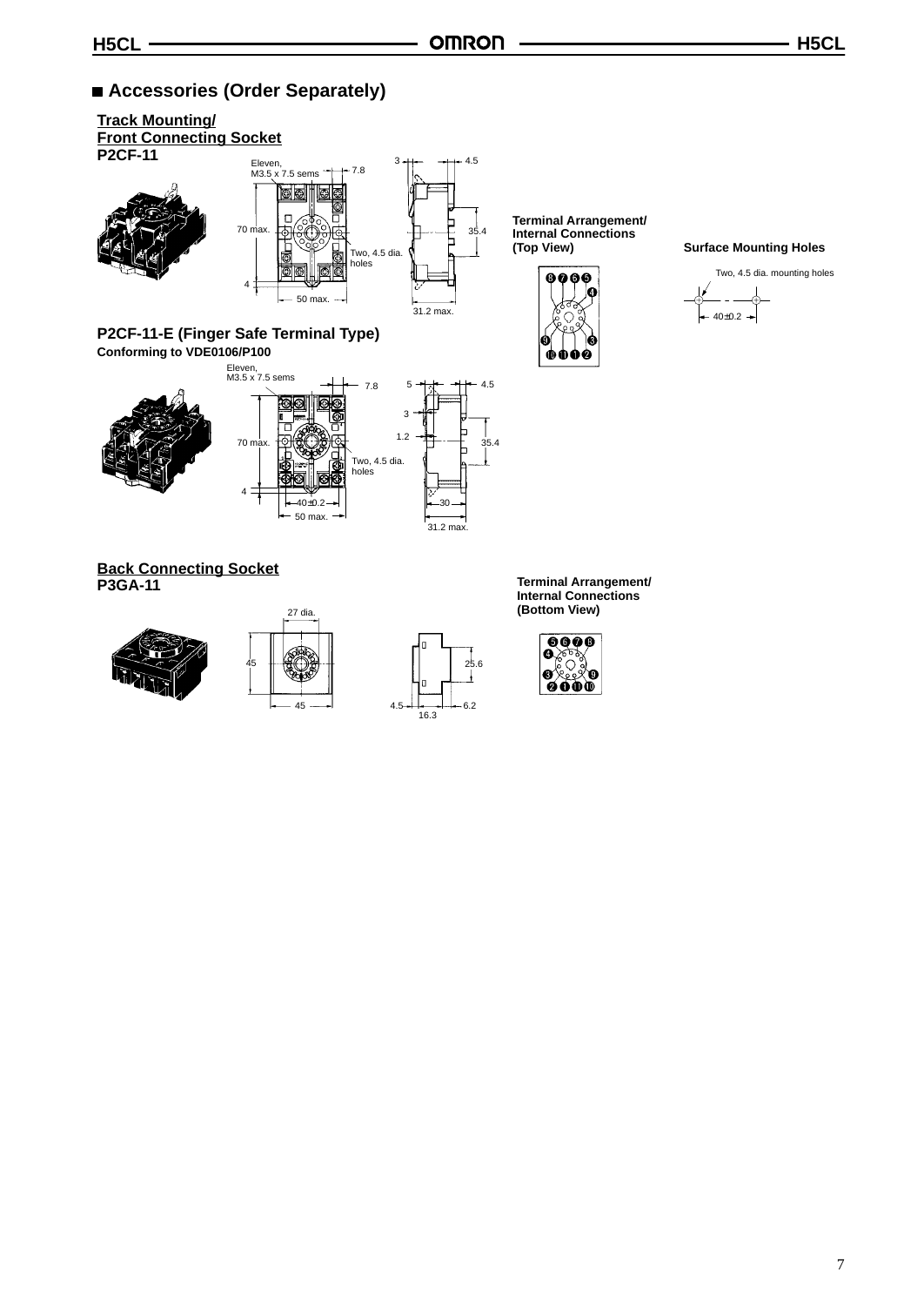## Accessories (Order Separately)

### Track Mounting/ Front Connecting Socket

**P2CF-11**

Eleven, M3.5 x 7.5 sems

7.8

70 max.

Two, 4.5 dia. holes

4

50 max.

3

4.5

35.4

31.2 max.

**Terminal Arrangement/ Internal Connections (Top View)**

**Surface Mounting Holes**

Two, 4.5 dia. mounting holes

40±0.2

### P2CF-11-E (Finger Safe Terminal Type)

**Conforming to VDE0106/P100**

Eleven, M3.5 x 7.5 sems

7.8

70 max.

Two, 4.5 dia. holes

4

40±0.2

50 max.

5

4.5

3

1.2

35.4

30

31.2 max.

### Back Connecting Socket

**P3GA-11**

27 dia.

45

45

25.6

4.5

6.2

16.3

**Terminal Arrangement/ Internal Connections (Bottom View)**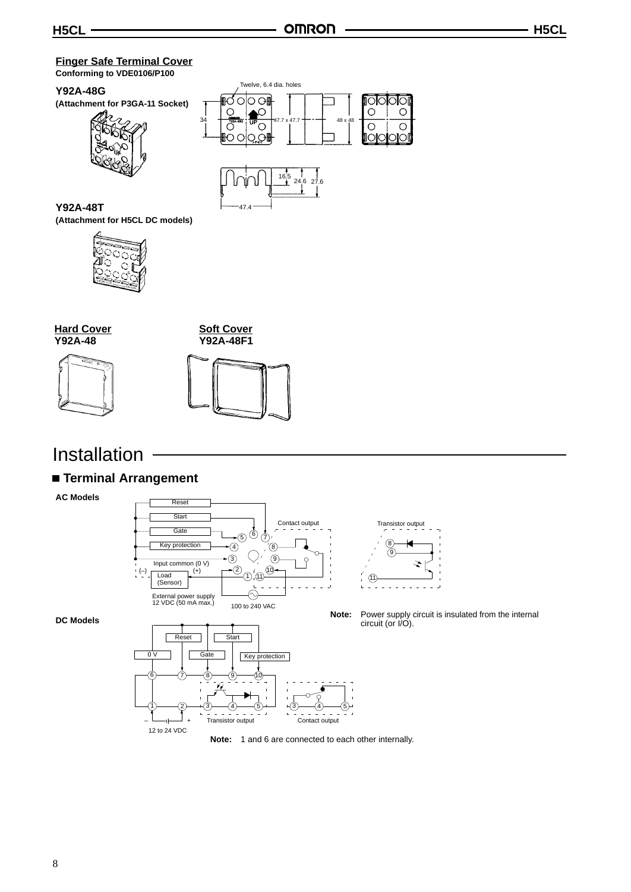## Finger Safe Terminal Cover

**Conforming to VDE0106/P100**

**Y92A-48G**

**(Attachment for P3GA-11 Socket)**

Twelve, 6.4 dia. holes

34

47.7 x 47.7

48 x 48

16.5

24.6

27.6

47.4

**Y92A-48T**

**(Attachment for H5CL DC models)**

**Hard Cover**
**Y92A-48**

**Soft Cover**
**Y92A-48F1**

# Installation

## ■ Terminal Arrangement

**AC Models**

Reset

Start

Gate

Key protection

Input common (0 V)

(–) (+)

Load (Sensor)

External power supply 12 VDC (50 mA max.)

100 to 240 VAC

Contact output

Transistor output

**Note:** Power supply circuit is insulated from the internal circuit (or I/O).

**DC Models**

Reset

Start

0 V

Gate

Key protection

12 to 24 VDC

Transistor output

Contact output

**Note:** 1 and 6 are connected to each other internally.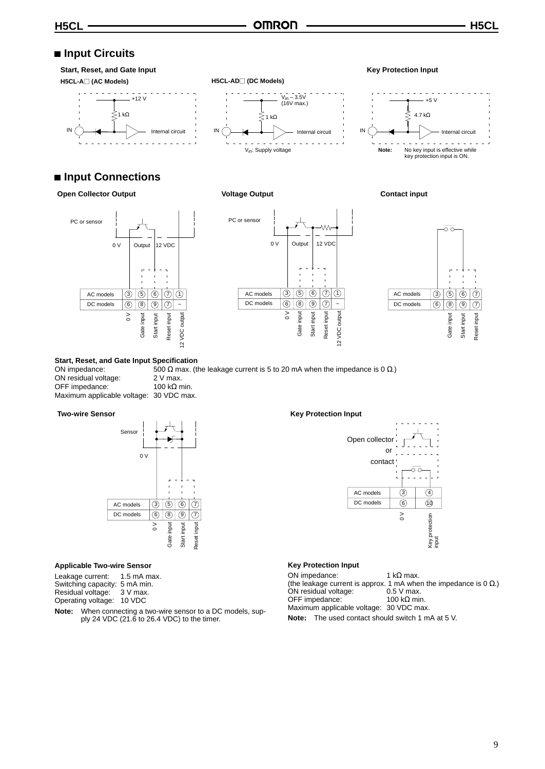## Input Circuits

### Start, Reset, and Gate Input

**H5CL-A□ (AC Models)**

+12 V, 1 kΩ, IN, Internal circuit

**H5CL-AD□ (DC Models)**

$V_{in}$ – 3.5V (16V max.), 1 kΩ, IN, Internal circuit

$V_{in}$: Supply voltage

### Key Protection Input

+5 V, 4.7 kΩ, IN, Internal circuit

**Note:** No key input is effective while key protection input is ON.

## Input Connections

**Open Collector Output**

PC or sensor: 0 V, Output, 12 VDC

| AC models | 3 | 5 | 6 | 7 | 1 |
|---|---|---|---|---|---|
| DC models | 6 | 8 | 9 | 7 | – |
| | 0 V | Gate input | Start input | Reset input | 12 VDC output |

**Voltage Output**

PC or sensor: 0 V, Output, 12 VDC

| AC models | 3 | 5 | 6 | 7 | 1 |
|---|---|---|---|---|---|
| DC models | 6 | 8 | 9 | 7 | – |
| | 0 V | Gate input | Start input | Reset input | 12 VDC output |

**Contact input**

| AC models | 3 | 5 | 6 | 7 |
|---|---|---|---|---|
| DC models | 6 | 8 | 9 | 7 |
| | | Gate input | Start input | Reset input |

**Start, Reset, and Gate Input Specification**

ON impedance: 500 Ω max. (the leakage current is 5 to 20 mA when the impedance is 0 Ω.)
ON residual voltage: 2 V max.
OFF impedance: 100 kΩ min.
Maximum applicable voltage: 30 VDC max.

**Two-wire Sensor**

Sensor: 0 V

| AC models | 3 | 5 | 6 | 7 |
|---|---|---|---|---|
| DC models | 6 | 8 | 9 | 7 |
| | 0 V | Gate input | Start input | Reset input |

**Applicable Two-wire Sensor**

Leakage current: 1.5 mA max.
Switching capacity: 5 mA min.
Residual voltage: 3 V max.
Operating voltage: 10 VDC

**Note:** When connecting a two-wire sensor to a DC models, supply 24 VDC (21.6 to 26.4 VDC) to the timer.

**Key Protection Input**

Open collector or contact

| AC models | 3 | 4 |
|---|---|---|
| DC models | 6 | 10 |
| | 0 V | Key protection input |

**Key Protection Input**

ON impedance: 1 kΩ max.
(the leakage current is approx. 1 mA when the impedance is 0 Ω.)
ON residual voltage: 0.5 V max.
OFF impedance: 100 kΩ min.
Maximum applicable voltage: 30 VDC max.

**Note:** The used contact should switch 1 mA at 5 V.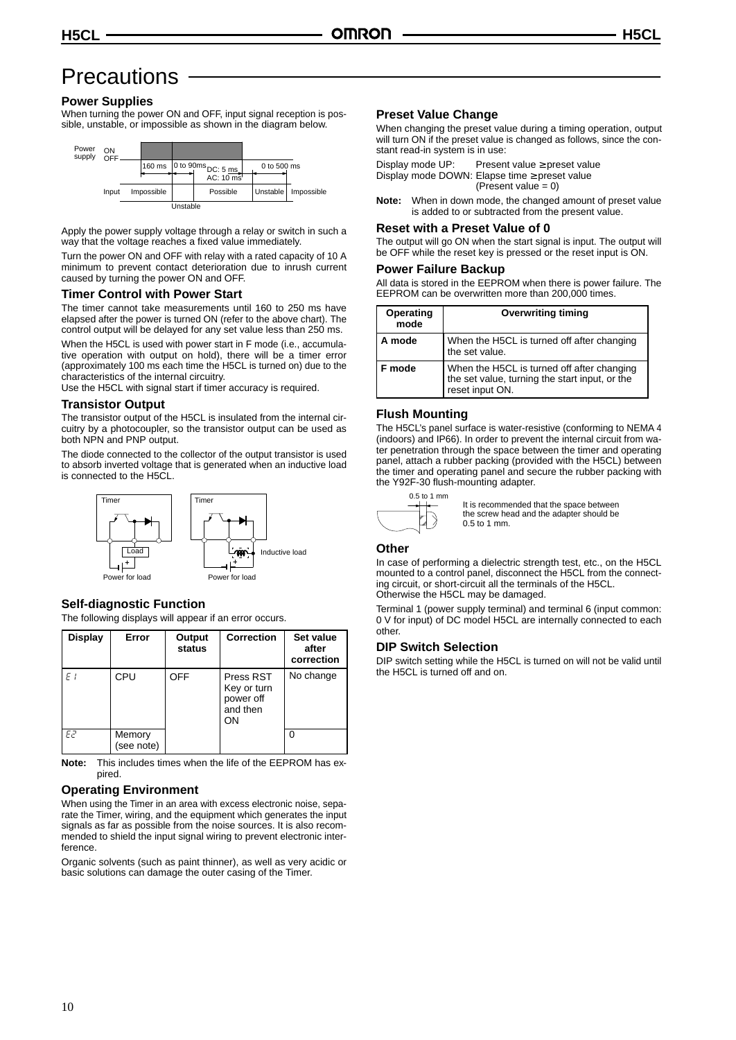# Precautions

### Power Supplies

When turning the power ON and OFF, input signal reception is possible, unstable, or impossible as shown in the diagram below.

Power supply ON / OFF; 160 ms; 0 to 90ms; DC: 5 ms, AC: 10 ms; 0 to 500 ms
Input: Impossible | Unstable | Possible | Unstable | Impossible

Apply the power supply voltage through a relay or switch in such a way that the voltage reaches a fixed value immediately.

Turn the power ON and OFF with relay with a rated capacity of 10 A minimum to prevent contact deterioration due to inrush current caused by turning the power ON and OFF.

### Timer Control with Power Start

The timer cannot take measurements until 160 to 250 ms have elapsed after the power is turned ON (refer to the above chart). The control output will be delayed for any set value less than 250 ms.

When the H5CL is used with power start in F mode (i.e., accumulative operation with output on hold), there will be a timer error (approximately 100 ms each time the H5CL is turned on) due to the characteristics of the internal circuitry.
Use the H5CL with signal start if timer accuracy is required.

### Transistor Output

The transistor output of the H5CL is insulated from the internal circuitry by a photocoupler, so the transistor output can be used as both NPN and PNP output.

The diode connected to the collector of the output transistor is used to absorb inverted voltage that is generated when an inductive load is connected to the H5CL.

Timer — Load — Power for load; Timer — Inductive load — Power for load

### Self-diagnostic Function

The following displays will appear if an error occurs.

| Display | Error | Output status | Correction | Set value after correction |
|---|---|---|---|---|
| E1 | CPU | OFF | Press RST Key or turn power off and then ON | No change |
| E2 | Memory (see note) | | | 0 |

**Note:** This includes times when the life of the EEPROM has expired.

### Operating Environment

When using the Timer in an area with excess electronic noise, separate the Timer, wiring, and the equipment which generates the input signals as far as possible from the noise sources. It is also recommended to shield the input signal wiring to prevent electronic interference.

Organic solvents (such as paint thinner), as well as very acidic or basic solutions can damage the outer casing of the Timer.

### Preset Value Change

When changing the preset value during a timing operation, output will turn ON if the preset value is changed as follows, since the constant read-in system is in use:

Display mode UP: Present value ≥ preset value
Display mode DOWN: Elapse time ≥ preset value (Present value = 0)

**Note:** When in down mode, the changed amount of preset value is added to or subtracted from the present value.

### Reset with a Preset Value of 0

The output will go ON when the start signal is input. The output will be OFF while the reset key is pressed or the reset input is ON.

### Power Failure Backup

All data is stored in the EEPROM when there is power failure. The EEPROM can be overwritten more than 200,000 times.

| Operating mode | Overwriting timing |
|---|---|
| **A mode** | When the H5CL is turned off after changing the set value. |
| **F mode** | When the H5CL is turned off after changing the set value, turning the start input, or the reset input ON. |

### Flush Mounting

The H5CL's panel surface is water-resistive (conforming to NEMA 4 (indoors) and IP66). In order to prevent the internal circuit from water penetration through the space between the timer and operating panel, attach a rubber packing (provided with the H5CL) between the timer and operating panel and secure the rubber packing with the Y92F-30 flush-mounting adapter.

0.5 to 1 mm

It is recommended that the space between the screw head and the adapter should be 0.5 to 1 mm.

### Other

In case of performing a dielectric strength test, etc., on the H5CL mounted to a control panel, disconnect the H5CL from the connecting circuit, or short-circuit all the terminals of the H5CL.
Otherwise the H5CL may be damaged.

Terminal 1 (power supply terminal) and terminal 6 (input common: 0 V for input) of DC model H5CL are internally connected to each other.

### DIP Switch Selection

DIP switch setting while the H5CL is turned on will not be valid until the H5CL is turned off and on.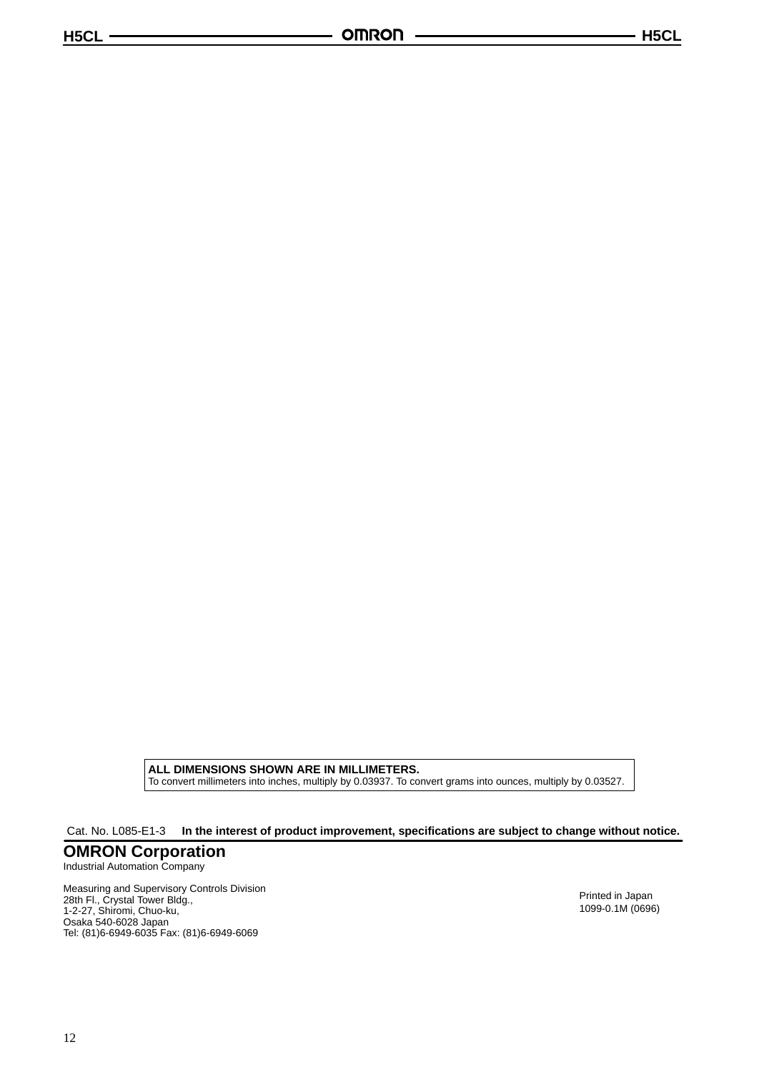**ALL DIMENSIONS SHOWN ARE IN MILLIMETERS.**
To convert millimeters into inches, multiply by 0.03937. To convert grams into ounces, multiply by 0.03527.

Cat. No. L085-E1-3 **In the interest of product improvement, specifications are subject to change without notice.**

## OMRON Corporation

Industrial Automation Company

Measuring and Supervisory Controls Division
28th Fl., Crystal Tower Bldg.,
1-2-27, Shiromi, Chuo-ku,
Osaka 540-6028 Japan
Tel: (81)6-6949-6035 Fax: (81)6-6949-6069

Printed in Japan
1099-0.1M (0696)